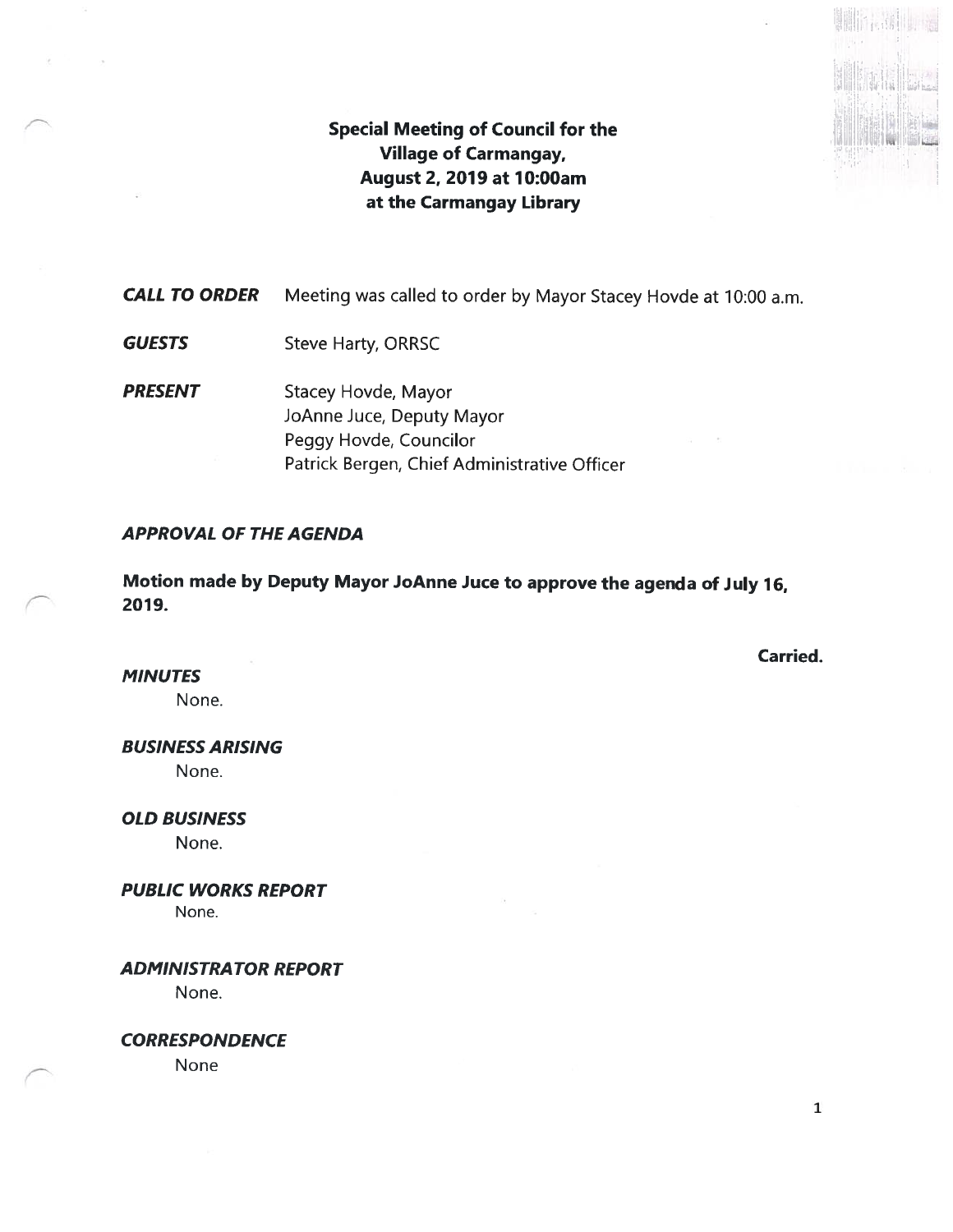# Special Meeting of Council for the Village of Carmangay, August 2, 2019 at 10:00am at the Carmangay Library

***CALL TO ORDER*** Meeting was called to order by Mayor Stacey Hovde at 10:00 a.m.

***GUESTS*** Steve Harty, ORRSC

***PRESENT*** Stacey Hovde, Mayor
JoAnne Juce, Deputy Mayor
Peggy Hovde, Councilor
Patrick Bergen, Chief Administrative Officer

***APPROVAL OF THE AGENDA***

**Motion made by Deputy Mayor JoAnne Juce to approve the agenda of July 16, 2019.**

**Carried.**

***MINUTES***

None.

***BUSINESS ARISING***

None.

***OLD BUSINESS***

None.

***PUBLIC WORKS REPORT***

None.

***ADMINISTRATOR REPORT***

None.

***CORRESPONDENCE***

None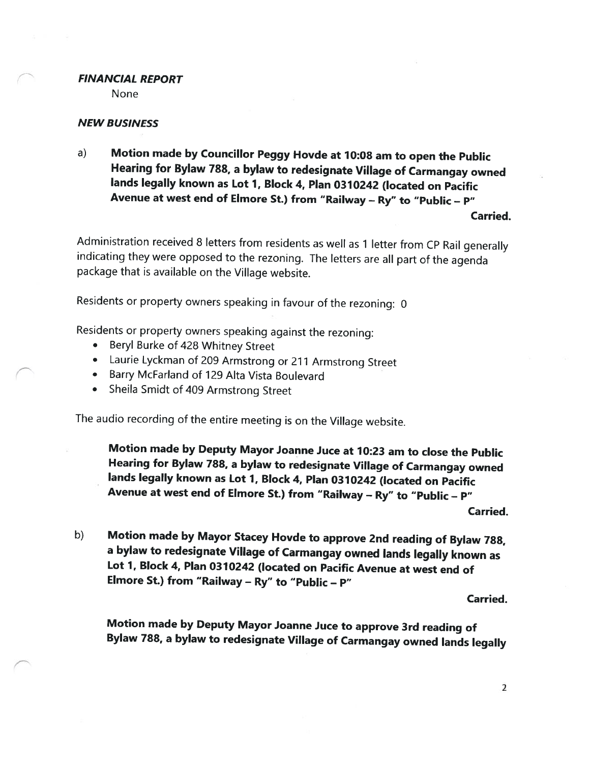***FINANCIAL REPORT***

None

***NEW BUSINESS***

a) **Motion made by Councillor Peggy Hovde at 10:08 am to open the Public Hearing for Bylaw 788, a bylaw to redesignate Village of Carmangay owned lands legally known as Lot 1, Block 4, Plan 0310242 (located on Pacific Avenue at west end of Elmore St.) from "Railway – Ry" to "Public – P"**

**Carried.**

Administration received 8 letters from residents as well as 1 letter from CP Rail generally indicating they were opposed to the rezoning. The letters are all part of the agenda package that is available on the Village website.

Residents or property owners speaking in favour of the rezoning: 0

Residents or property owners speaking against the rezoning:

- Beryl Burke of 428 Whitney Street
- Laurie Lyckman of 209 Armstrong or 211 Armstrong Street
- Barry McFarland of 129 Alta Vista Boulevard
- Sheila Smidt of 409 Armstrong Street

The audio recording of the entire meeting is on the Village website.

**Motion made by Deputy Mayor Joanne Juce at 10:23 am to close the Public Hearing for Bylaw 788, a bylaw to redesignate Village of Carmangay owned lands legally known as Lot 1, Block 4, Plan 0310242 (located on Pacific Avenue at west end of Elmore St.) from "Railway – Ry" to "Public – P"**

**Carried.**

b) **Motion made by Mayor Stacey Hovde to approve 2nd reading of Bylaw 788, a bylaw to redesignate Village of Carmangay owned lands legally known as Lot 1, Block 4, Plan 0310242 (located on Pacific Avenue at west end of Elmore St.) from "Railway – Ry" to "Public – P"**

**Carried.**

**Motion made by Deputy Mayor Joanne Juce to approve 3rd reading of Bylaw 788, a bylaw to redesignate Village of Carmangay owned lands legally**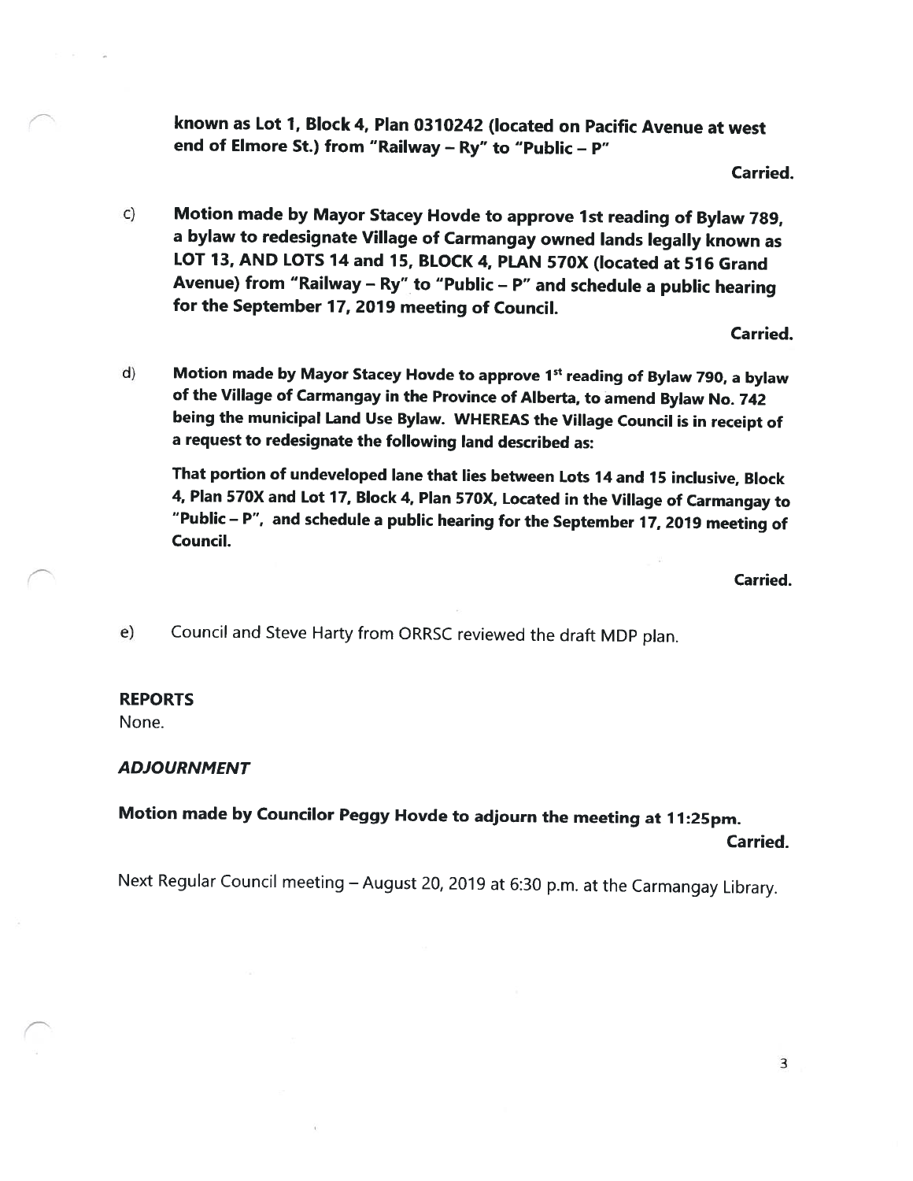**known as Lot 1, Block 4, Plan 0310242 (located on Pacific Avenue at west end of Elmore St.) from "Railway – Ry" to "Public – P"**

**Carried.**

c) **Motion made by Mayor Stacey Hovde to approve 1st reading of Bylaw 789, a bylaw to redesignate Village of Carmangay owned lands legally known as LOT 13, AND LOTS 14 and 15, BLOCK 4, PLAN 570X (located at 516 Grand Avenue) from "Railway – Ry" to "Public – P" and schedule a public hearing for the September 17, 2019 meeting of Council.**

**Carried.**

d) **Motion made by Mayor Stacey Hovde to approve 1st reading of Bylaw 790, a bylaw of the Village of Carmangay in the Province of Alberta, to amend Bylaw No. 742 being the municipal Land Use Bylaw. WHEREAS the Village Council is in receipt of a request to redesignate the following land described as:**

**That portion of undeveloped lane that lies between Lots 14 and 15 inclusive, Block 4, Plan 570X and Lot 17, Block 4, Plan 570X, Located in the Village of Carmangay to "Public – P", and schedule a public hearing for the September 17, 2019 meeting of Council.**

**Carried.**

e) Council and Steve Harty from ORRSC reviewed the draft MDP plan.

**REPORTS**

None.

***ADJOURNMENT***

**Motion made by Councilor Peggy Hovde to adjourn the meeting at 11:25pm.**

**Carried.**

Next Regular Council meeting – August 20, 2019 at 6:30 p.m. at the Carmangay Library.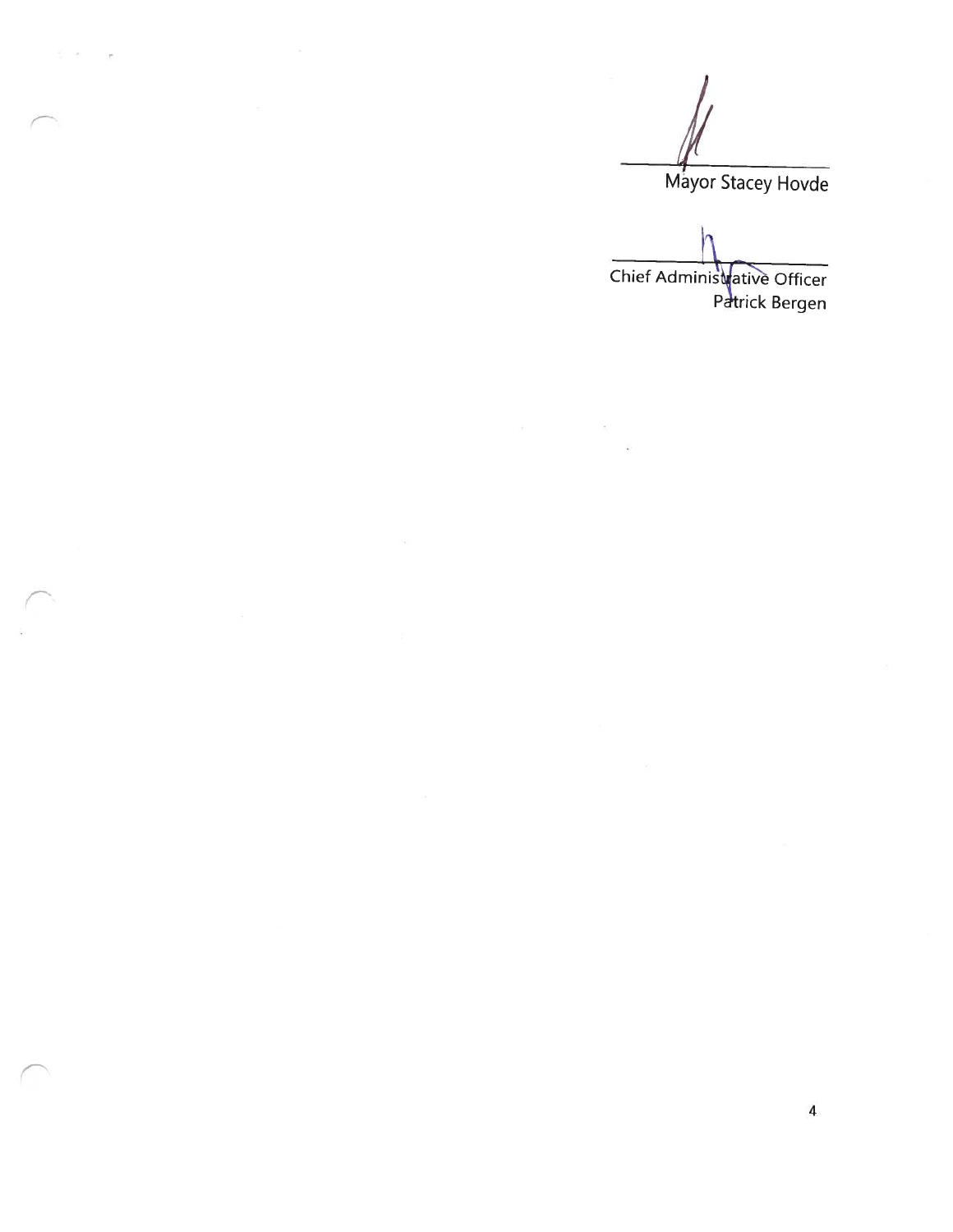Mayor Stacey Hovde

Chief Administrative Officer
Patrick Bergen